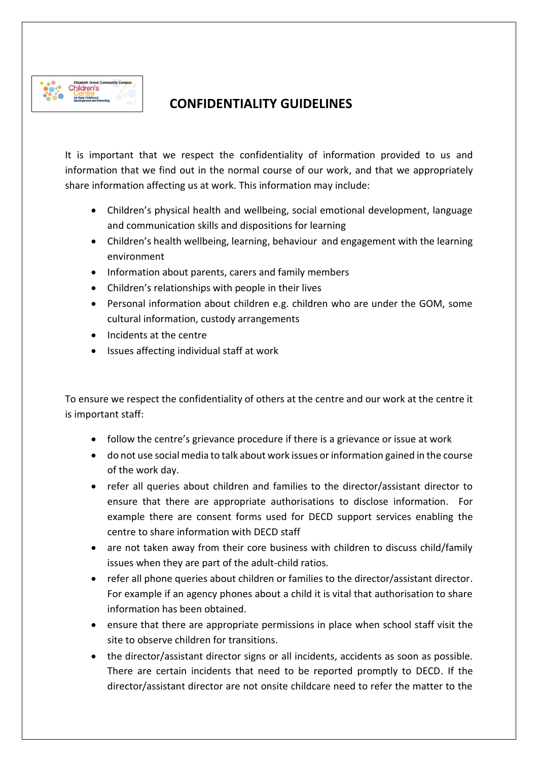# CONFIDENTIALITY GUIDELINES

It is important that we respect the confidentiality of information provided to us and information that we find out in the normal course of our work, and that we appropriately share information affecting us at work. This information may include:

- Children's physical health and wellbeing, social emotional development, language and communication skills and dispositions for learning
- Children's health wellbeing, learning, behaviour and engagement with the learning environment
- Information about parents, carers and family members
- Children's relationships with people in their lives
- Personal information about children e.g. children who are under the GOM, some cultural information, custody arrangements
- Incidents at the centre
- Issues affecting individual staff at work

To ensure we respect the confidentiality of others at the centre and our work at the centre it is important staff:

- follow the centre's grievance procedure if there is a grievance or issue at work
- do not use social media to talk about work issues or information gained in the course of the work day.
- refer all queries about children and families to the director/assistant director to ensure that there are appropriate authorisations to disclose information. For example there are consent forms used for DECD support services enabling the centre to share information with DECD staff
- are not taken away from their core business with children to discuss child/family issues when they are part of the adult-child ratios.
- refer all phone queries about children or families to the director/assistant director. For example if an agency phones about a child it is vital that authorisation to share information has been obtained.
- ensure that there are appropriate permissions in place when school staff visit the site to observe children for transitions.
- the director/assistant director signs or all incidents, accidents as soon as possible. There are certain incidents that need to be reported promptly to DECD. If the director/assistant director are not onsite childcare need to refer the matter to the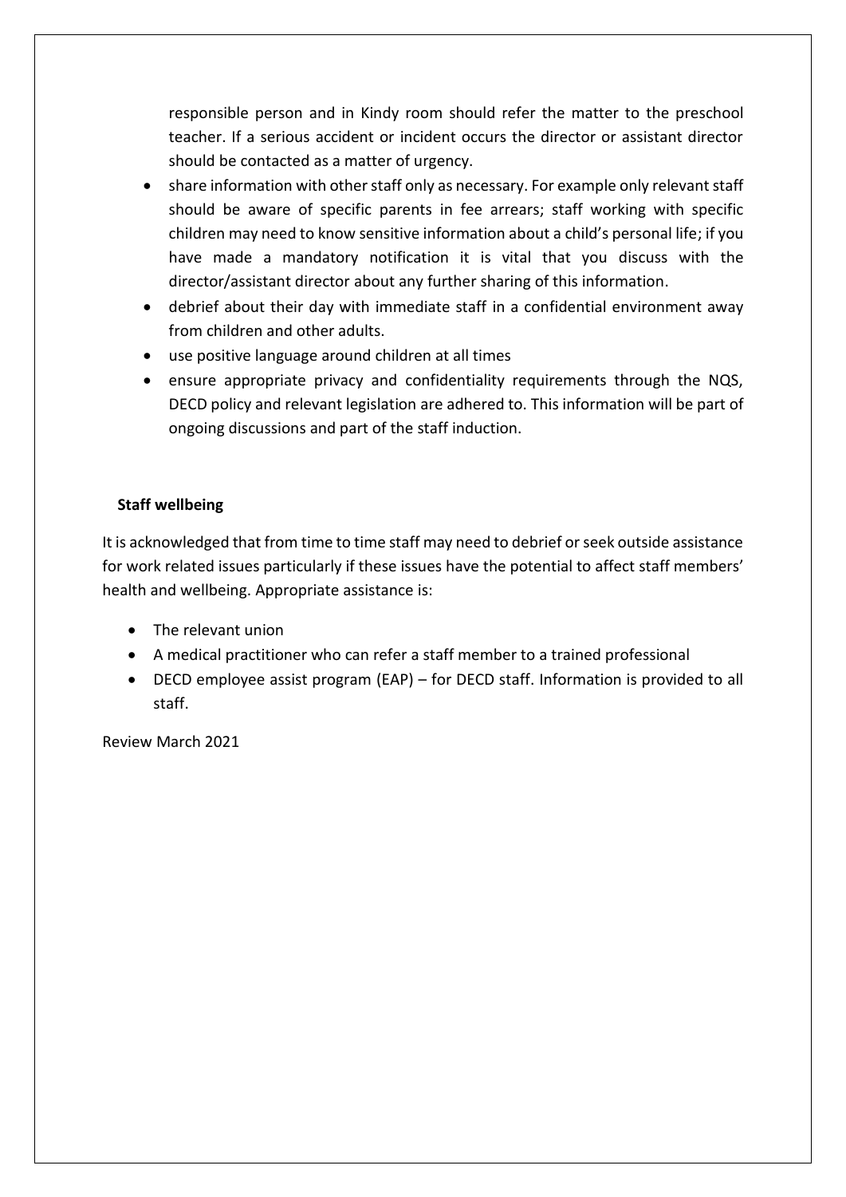responsible person and in Kindy room should refer the matter to the preschool teacher. If a serious accident or incident occurs the director or assistant director should be contacted as a matter of urgency.

- share information with other staff only as necessary. For example only relevant staff should be aware of specific parents in fee arrears; staff working with specific children may need to know sensitive information about a child's personal life; if you have made a mandatory notification it is vital that you discuss with the director/assistant director about any further sharing of this information.
- debrief about their day with immediate staff in a confidential environment away from children and other adults.
- use positive language around children at all times
- ensure appropriate privacy and confidentiality requirements through the NQS, DECD policy and relevant legislation are adhered to. This information will be part of ongoing discussions and part of the staff induction.

**Staff wellbeing**

It is acknowledged that from time to time staff may need to debrief or seek outside assistance for work related issues particularly if these issues have the potential to affect staff members' health and wellbeing. Appropriate assistance is:

- The relevant union
- A medical practitioner who can refer a staff member to a trained professional
- DECD employee assist program (EAP) – for DECD staff. Information is provided to all staff.

Review March 2021